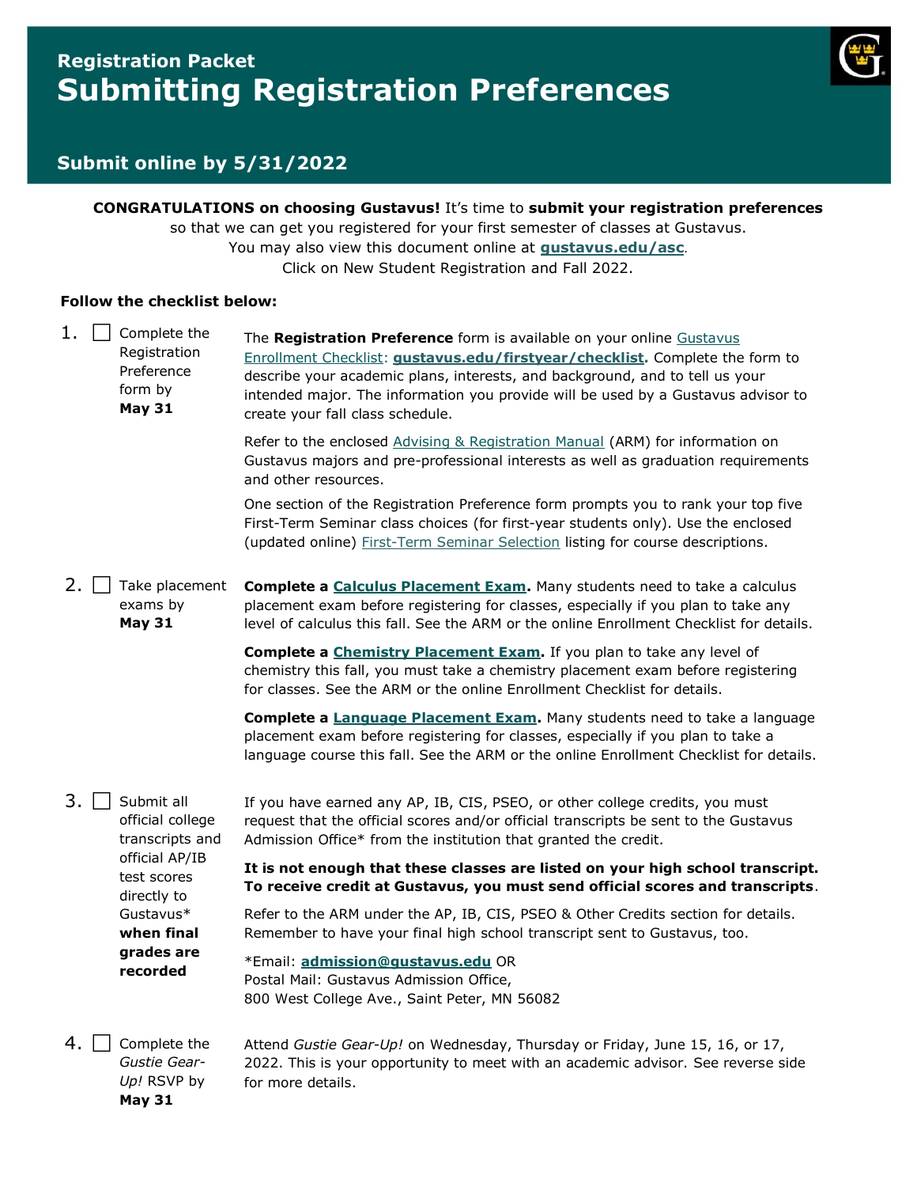# Registration Packet
# Submitting Registration Preferences

## Submit online by 5/31/2022

**CONGRATULATIONS on choosing Gustavus!** It's time to **submit your registration preferences** so that we can get you registered for your first semester of classes at Gustavus.
You may also view this document online at **gustavus.edu/asc**.
Click on New Student Registration and Fall 2022.

**Follow the checklist below:**

1. ☐ Complete the Registration Preference form by **May 31**

   The **Registration Preference** form is available on your online Gustavus Enrollment Checklist: **gustavus.edu/firstyear/checklist.** Complete the form to describe your academic plans, interests, and background, and to tell us your intended major. The information you provide will be used by a Gustavus advisor to create your fall class schedule.

   Refer to the enclosed Advising & Registration Manual (ARM) for information on Gustavus majors and pre-professional interests as well as graduation requirements and other resources.

   One section of the Registration Preference form prompts you to rank your top five First-Term Seminar class choices (for first-year students only). Use the enclosed (updated online) First-Term Seminar Selection listing for course descriptions.

2. ☐ Take placement exams by **May 31**

   **Complete a Calculus Placement Exam.** Many students need to take a calculus placement exam before registering for classes, especially if you plan to take any level of calculus this fall. See the ARM or the online Enrollment Checklist for details.

   **Complete a Chemistry Placement Exam.** If you plan to take any level of chemistry this fall, you must take a chemistry placement exam before registering for classes. See the ARM or the online Enrollment Checklist for details.

   **Complete a Language Placement Exam.** Many students need to take a language placement exam before registering for classes, especially if you plan to take a language course this fall. See the ARM or the online Enrollment Checklist for details.

3. ☐ Submit all official college transcripts and official AP/IB test scores directly to Gustavus* **when final grades are recorded**

   If you have earned any AP, IB, CIS, PSEO, or other college credits, you must request that the official scores and/or official transcripts be sent to the Gustavus Admission Office* from the institution that granted the credit.

   **It is not enough that these classes are listed on your high school transcript. To receive credit at Gustavus, you must send official scores and transcripts**.

   Refer to the ARM under the AP, IB, CIS, PSEO & Other Credits section for details. Remember to have your final high school transcript sent to Gustavus, too.

   *Email: **admission@gustavus.edu** OR
   Postal Mail: Gustavus Admission Office,
   800 West College Ave., Saint Peter, MN 56082

4. ☐ Complete the *Gustie Gear-Up!* RSVP by **May 31**

   Attend *Gustie Gear-Up!* on Wednesday, Thursday or Friday, June 15, 16, or 17, 2022. This is your opportunity to meet with an academic advisor. See reverse side for more details.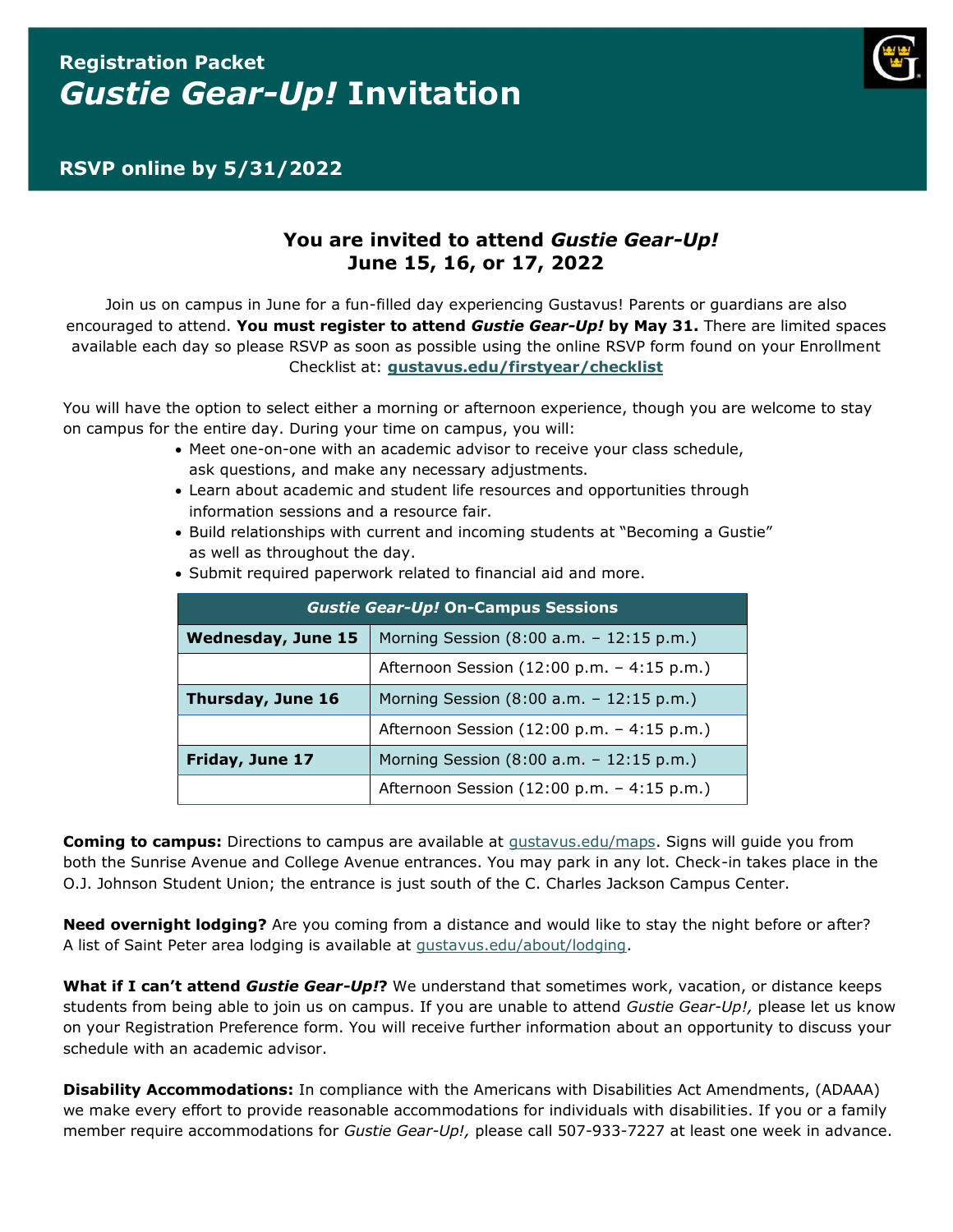# Registration Packet

# *Gustie Gear-Up!* Invitation

**RSVP online by 5/31/2022**

## You are invited to attend *Gustie Gear-Up!* June 15, 16, or 17, 2022

Join us on campus in June for a fun-filled day experiencing Gustavus! Parents or guardians are also encouraged to attend. **You must register to attend *Gustie Gear-Up!* by May 31.** There are limited spaces available each day so please RSVP as soon as possible using the online RSVP form found on your Enrollment Checklist at: **gustavus.edu/firstyear/checklist**

You will have the option to select either a morning or afternoon experience, though you are welcome to stay on campus for the entire day. During your time on campus, you will:

- Meet one-on-one with an academic advisor to receive your class schedule, ask questions, and make any necessary adjustments.
- Learn about academic and student life resources and opportunities through information sessions and a resource fair.
- Build relationships with current and incoming students at "Becoming a Gustie" as well as throughout the day.
- Submit required paperwork related to financial aid and more.

| *Gustie Gear-Up!* On-Campus Sessions | |
|---|---|
| **Wednesday, June 15** | Morning Session (8:00 a.m. – 12:15 p.m.) |
| | Afternoon Session (12:00 p.m. – 4:15 p.m.) |
| **Thursday, June 16** | Morning Session (8:00 a.m. – 12:15 p.m.) |
| | Afternoon Session (12:00 p.m. – 4:15 p.m.) |
| **Friday, June 17** | Morning Session (8:00 a.m. – 12:15 p.m.) |
| | Afternoon Session (12:00 p.m. – 4:15 p.m.) |

**Coming to campus:** Directions to campus are available at gustavus.edu/maps. Signs will guide you from both the Sunrise Avenue and College Avenue entrances. You may park in any lot. Check-in takes place in the O.J. Johnson Student Union; the entrance is just south of the C. Charles Jackson Campus Center.

**Need overnight lodging?** Are you coming from a distance and would like to stay the night before or after? A list of Saint Peter area lodging is available at gustavus.edu/about/lodging.

**What if I can't attend *Gustie Gear-Up!*?** We understand that sometimes work, vacation, or distance keeps students from being able to join us on campus. If you are unable to attend *Gustie Gear-Up!,* please let us know on your Registration Preference form. You will receive further information about an opportunity to discuss your schedule with an academic advisor.

**Disability Accommodations:** In compliance with the Americans with Disabilities Act Amendments, (ADAAA) we make every effort to provide reasonable accommodations for individuals with disabilities. If you or a family member require accommodations for *Gustie Gear-Up!,* please call 507-933-7227 at least one week in advance.